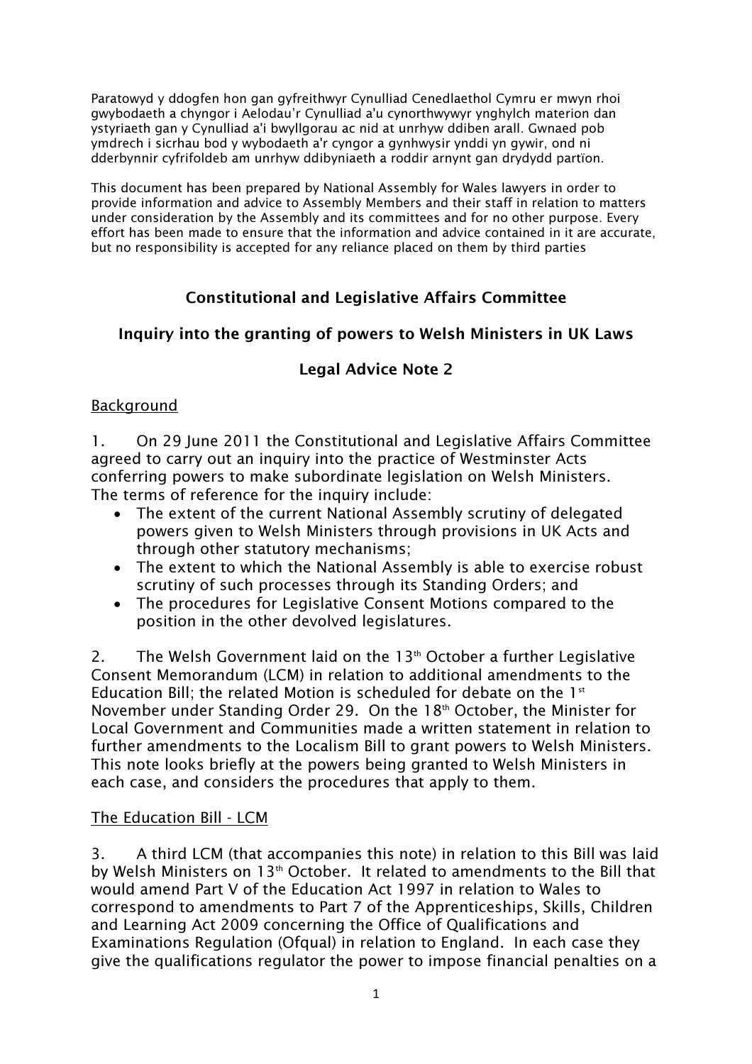Paratowyd y ddogfen hon gan gyfreithwyr Cynulliad Cenedlaethol Cymru er mwyn rhoi gwybodaeth a chyngor i Aelodau'r Cynulliad a'u cynorthwywyr ynghylch materion dan ystyriaeth gan y Cynulliad a'i bwyllgorau ac nid at unrhyw ddiben arall. Gwnaed pob ymdrech i sicrhau bod y wybodaeth a'r cyngor a gynhwysir ynddi yn gywir, ond ni dderbynnir cyfrifoldeb am unrhyw ddibyniaeth a roddir arnynt gan drydydd partïon.

This document has been prepared by National Assembly for Wales lawyers in order to provide information and advice to Assembly Members and their staff in relation to matters under consideration by the Assembly and its committees and for no other purpose. Every effort has been made to ensure that the information and advice contained in it are accurate, but no responsibility is accepted for any reliance placed on them by third parties

## Constitutional and Legislative Affairs Committee

## Inquiry into the granting of powers to Welsh Ministers in UK Laws

## Legal Advice Note 2

### Background

1. On 29 June 2011 the Constitutional and Legislative Affairs Committee agreed to carry out an inquiry into the practice of Westminster Acts conferring powers to make subordinate legislation on Welsh Ministers. The terms of reference for the inquiry include:

- The extent of the current National Assembly scrutiny of delegated powers given to Welsh Ministers through provisions in UK Acts and through other statutory mechanisms;
- The extent to which the National Assembly is able to exercise robust scrutiny of such processes through its Standing Orders; and
- The procedures for Legislative Consent Motions compared to the position in the other devolved legislatures.

2. The Welsh Government laid on the 13th October a further Legislative Consent Memorandum (LCM) in relation to additional amendments to the Education Bill; the related Motion is scheduled for debate on the 1st November under Standing Order 29. On the 18th October, the Minister for Local Government and Communities made a written statement in relation to further amendments to the Localism Bill to grant powers to Welsh Ministers. This note looks briefly at the powers being granted to Welsh Ministers in each case, and considers the procedures that apply to them.

### The Education Bill - LCM

3. A third LCM (that accompanies this note) in relation to this Bill was laid by Welsh Ministers on 13th October. It related to amendments to the Bill that would amend Part V of the Education Act 1997 in relation to Wales to correspond to amendments to Part 7 of the Apprenticeships, Skills, Children and Learning Act 2009 concerning the Office of Qualifications and Examinations Regulation (Ofqual) in relation to England. In each case they give the qualifications regulator the power to impose financial penalties on a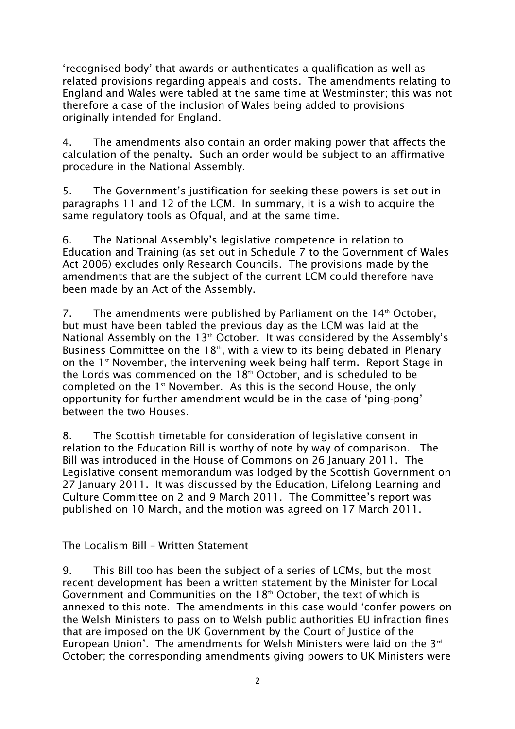'recognised body' that awards or authenticates a qualification as well as related provisions regarding appeals and costs. The amendments relating to England and Wales were tabled at the same time at Westminster; this was not therefore a case of the inclusion of Wales being added to provisions originally intended for England.

4. The amendments also contain an order making power that affects the calculation of the penalty. Such an order would be subject to an affirmative procedure in the National Assembly.

5. The Government's justification for seeking these powers is set out in paragraphs 11 and 12 of the LCM. In summary, it is a wish to acquire the same regulatory tools as Ofqual, and at the same time.

6. The National Assembly's legislative competence in relation to Education and Training (as set out in Schedule 7 to the Government of Wales Act 2006) excludes only Research Councils. The provisions made by the amendments that are the subject of the current LCM could therefore have been made by an Act of the Assembly.

7. The amendments were published by Parliament on the 14th October, but must have been tabled the previous day as the LCM was laid at the National Assembly on the 13th October. It was considered by the Assembly's Business Committee on the 18th, with a view to its being debated in Plenary on the 1st November, the intervening week being half term. Report Stage in the Lords was commenced on the 18th October, and is scheduled to be completed on the 1st November. As this is the second House, the only opportunity for further amendment would be in the case of 'ping-pong' between the two Houses.

8. The Scottish timetable for consideration of legislative consent in relation to the Education Bill is worthy of note by way of comparison. The Bill was introduced in the House of Commons on 26 January 2011. The Legislative consent memorandum was lodged by the Scottish Government on 27 January 2011. It was discussed by the Education, Lifelong Learning and Culture Committee on 2 and 9 March 2011. The Committee's report was published on 10 March, and the motion was agreed on 17 March 2011.

The Localism Bill – Written Statement

9. This Bill too has been the subject of a series of LCMs, but the most recent development has been a written statement by the Minister for Local Government and Communities on the 18th October, the text of which is annexed to this note. The amendments in this case would 'confer powers on the Welsh Ministers to pass on to Welsh public authorities EU infraction fines that are imposed on the UK Government by the Court of Justice of the European Union'. The amendments for Welsh Ministers were laid on the 3rd October; the corresponding amendments giving powers to UK Ministers were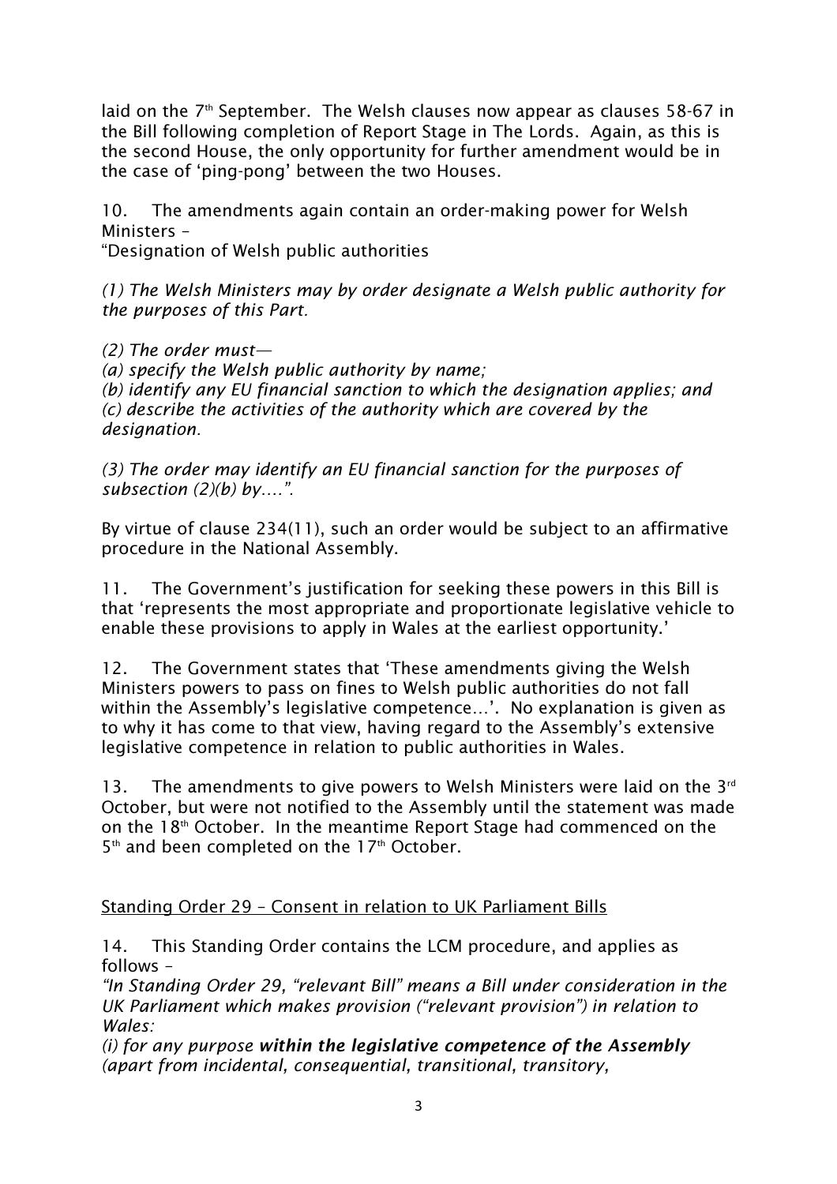laid on the 7th September. The Welsh clauses now appear as clauses 58-67 in the Bill following completion of Report Stage in The Lords. Again, as this is the second House, the only opportunity for further amendment would be in the case of 'ping-pong' between the two Houses.

10. The amendments again contain an order-making power for Welsh Ministers –

"Designation of Welsh public authorities

*(1) The Welsh Ministers may by order designate a Welsh public authority for the purposes of this Part.*

*(2) The order must—*

*(a) specify the Welsh public authority by name;*

*(b) identify any EU financial sanction to which the designation applies; and*

*(c) describe the activities of the authority which are covered by the designation.*

*(3) The order may identify an EU financial sanction for the purposes of subsection (2)(b) by….".*

By virtue of clause 234(11), such an order would be subject to an affirmative procedure in the National Assembly.

11. The Government's justification for seeking these powers in this Bill is that 'represents the most appropriate and proportionate legislative vehicle to enable these provisions to apply in Wales at the earliest opportunity.'

12. The Government states that 'These amendments giving the Welsh Ministers powers to pass on fines to Welsh public authorities do not fall within the Assembly's legislative competence…'. No explanation is given as to why it has come to that view, having regard to the Assembly's extensive legislative competence in relation to public authorities in Wales.

13. The amendments to give powers to Welsh Ministers were laid on the 3rd October, but were not notified to the Assembly until the statement was made on the 18th October. In the meantime Report Stage had commenced on the 5th and been completed on the 17th October.

Standing Order 29 – Consent in relation to UK Parliament Bills

14. This Standing Order contains the LCM procedure, and applies as follows –

*"In Standing Order 29, "relevant Bill" means a Bill under consideration in the UK Parliament which makes provision ("relevant provision") in relation to Wales:*

*(i) for any purpose* ***within the legislative competence of the Assembly*** *(apart from incidental, consequential, transitional, transitory,*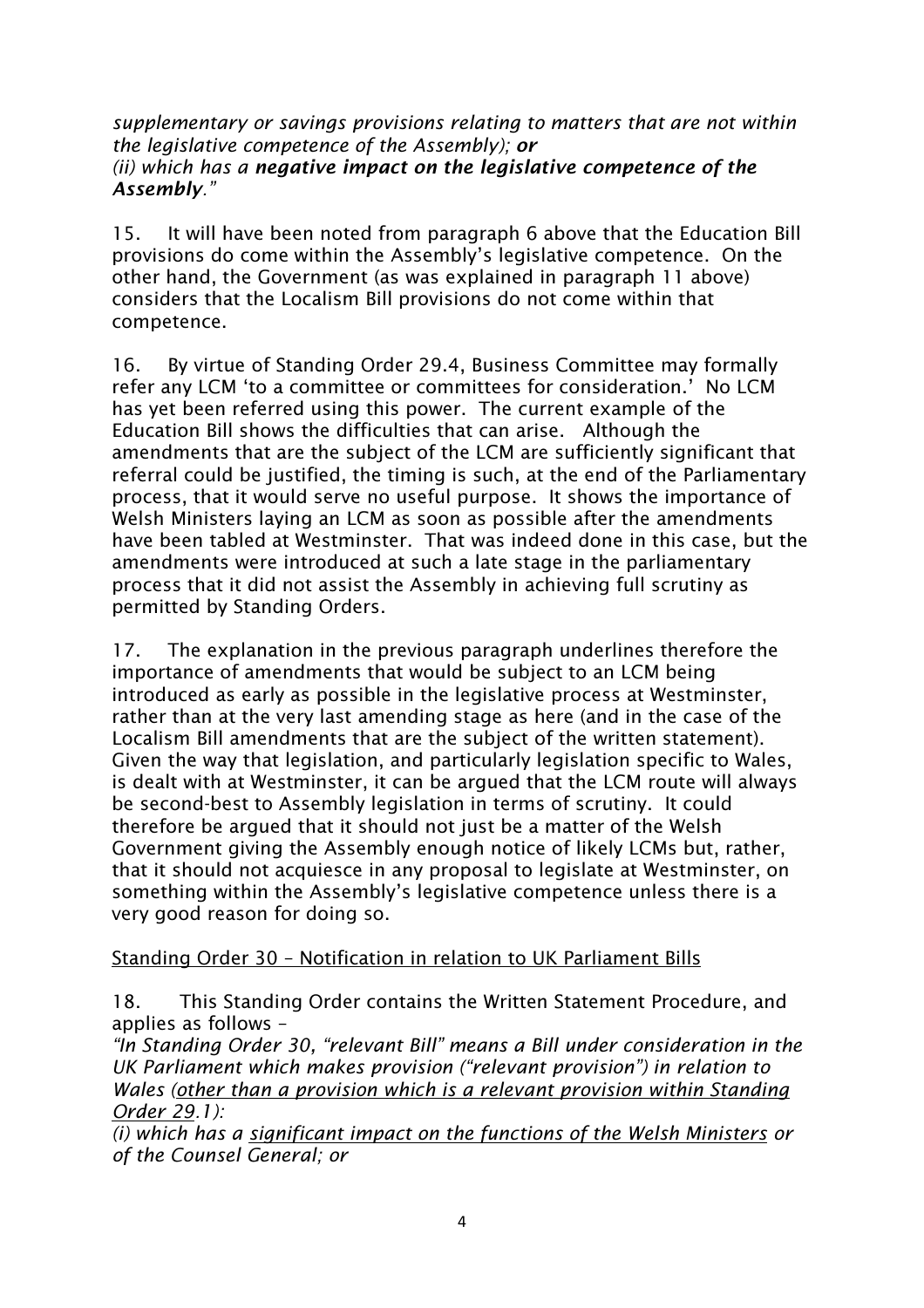*supplementary or savings provisions relating to matters that are not within the legislative competence of the Assembly);* ***or***
*(ii) which has a* ***negative impact on the legislative competence of the Assembly****."*

15. It will have been noted from paragraph 6 above that the Education Bill provisions do come within the Assembly's legislative competence. On the other hand, the Government (as was explained in paragraph 11 above) considers that the Localism Bill provisions do not come within that competence.

16. By virtue of Standing Order 29.4, Business Committee may formally refer any LCM 'to a committee or committees for consideration.' No LCM has yet been referred using this power. The current example of the Education Bill shows the difficulties that can arise. Although the amendments that are the subject of the LCM are sufficiently significant that referral could be justified, the timing is such, at the end of the Parliamentary process, that it would serve no useful purpose. It shows the importance of Welsh Ministers laying an LCM as soon as possible after the amendments have been tabled at Westminster. That was indeed done in this case, but the amendments were introduced at such a late stage in the parliamentary process that it did not assist the Assembly in achieving full scrutiny as permitted by Standing Orders.

17. The explanation in the previous paragraph underlines therefore the importance of amendments that would be subject to an LCM being introduced as early as possible in the legislative process at Westminster, rather than at the very last amending stage as here (and in the case of the Localism Bill amendments that are the subject of the written statement). Given the way that legislation, and particularly legislation specific to Wales, is dealt with at Westminster, it can be argued that the LCM route will always be second-best to Assembly legislation in terms of scrutiny. It could therefore be argued that it should not just be a matter of the Welsh Government giving the Assembly enough notice of likely LCMs but, rather, that it should not acquiesce in any proposal to legislate at Westminster, on something within the Assembly's legislative competence unless there is a very good reason for doing so.

<u>Standing Order 30 – Notification in relation to UK Parliament Bills</u>

18. This Standing Order contains the Written Statement Procedure, and applies as follows –
*"In Standing Order 30, "relevant Bill" means a Bill under consideration in the UK Parliament which makes provision ("relevant provision") in relation to Wales (<u>other than a provision which is a relevant provision within Standing Order 29</u>.1):*
*(i) which has a <u>significant impact on the functions of the Welsh Ministers</u> or of the Counsel General; or*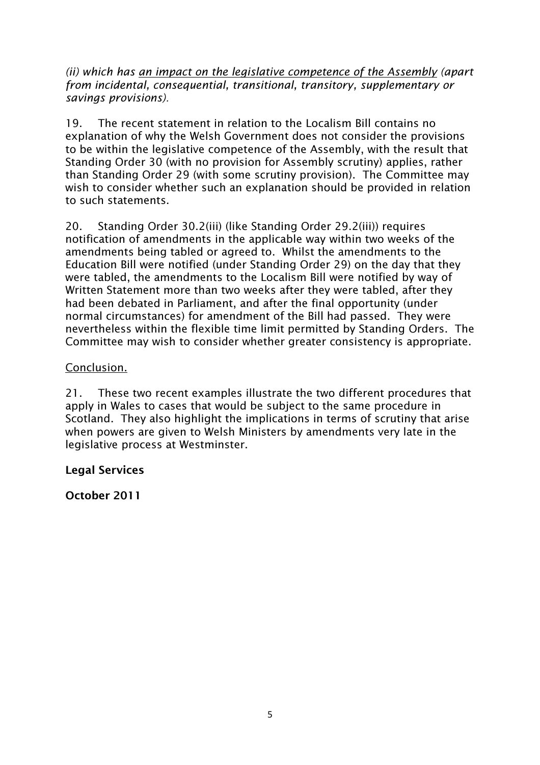*(ii) which has <u>an impact on the legislative competence of the Assembly</u> (apart from incidental, consequential, transitional, transitory, supplementary or savings provisions).*

19. The recent statement in relation to the Localism Bill contains no explanation of why the Welsh Government does not consider the provisions to be within the legislative competence of the Assembly, with the result that Standing Order 30 (with no provision for Assembly scrutiny) applies, rather than Standing Order 29 (with some scrutiny provision). The Committee may wish to consider whether such an explanation should be provided in relation to such statements.

20. Standing Order 30.2(iii) (like Standing Order 29.2(iii)) requires notification of amendments in the applicable way within two weeks of the amendments being tabled or agreed to. Whilst the amendments to the Education Bill were notified (under Standing Order 29) on the day that they were tabled, the amendments to the Localism Bill were notified by way of Written Statement more than two weeks after they were tabled, after they had been debated in Parliament, and after the final opportunity (under normal circumstances) for amendment of the Bill had passed. They were nevertheless within the flexible time limit permitted by Standing Orders. The Committee may wish to consider whether greater consistency is appropriate.

<u>Conclusion.</u>

21. These two recent examples illustrate the two different procedures that apply in Wales to cases that would be subject to the same procedure in Scotland. They also highlight the implications in terms of scrutiny that arise when powers are given to Welsh Ministers by amendments very late in the legislative process at Westminster.

**Legal Services**

**October 2011**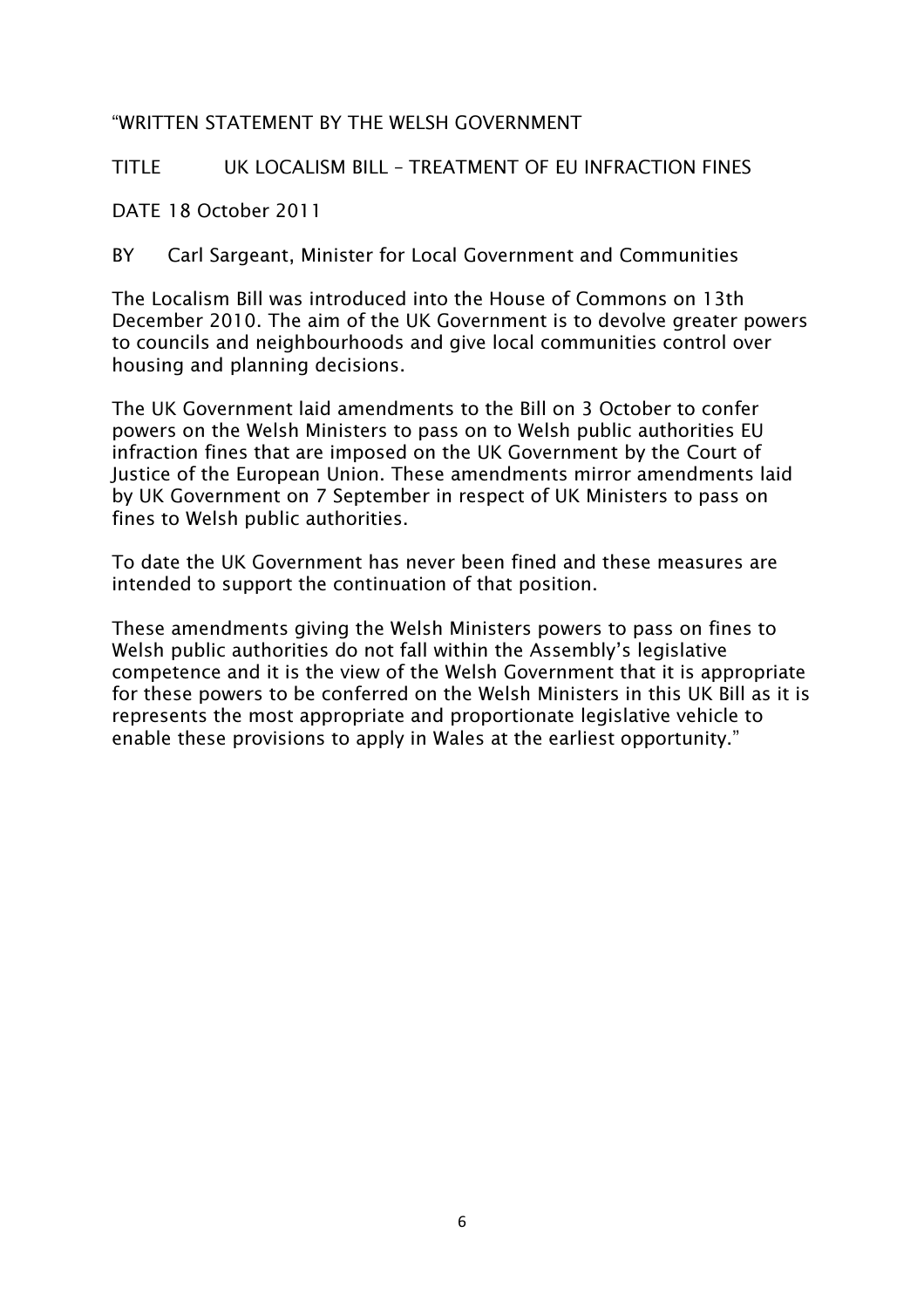"WRITTEN STATEMENT BY THE WELSH GOVERNMENT

TITLE UK LOCALISM BILL – TREATMENT OF EU INFRACTION FINES

DATE 18 October 2011

BY Carl Sargeant, Minister for Local Government and Communities

The Localism Bill was introduced into the House of Commons on 13th December 2010. The aim of the UK Government is to devolve greater powers to councils and neighbourhoods and give local communities control over housing and planning decisions.

The UK Government laid amendments to the Bill on 3 October to confer powers on the Welsh Ministers to pass on to Welsh public authorities EU infraction fines that are imposed on the UK Government by the Court of Justice of the European Union. These amendments mirror amendments laid by UK Government on 7 September in respect of UK Ministers to pass on fines to Welsh public authorities.

To date the UK Government has never been fined and these measures are intended to support the continuation of that position.

These amendments giving the Welsh Ministers powers to pass on fines to Welsh public authorities do not fall within the Assembly's legislative competence and it is the view of the Welsh Government that it is appropriate for these powers to be conferred on the Welsh Ministers in this UK Bill as it is represents the most appropriate and proportionate legislative vehicle to enable these provisions to apply in Wales at the earliest opportunity."